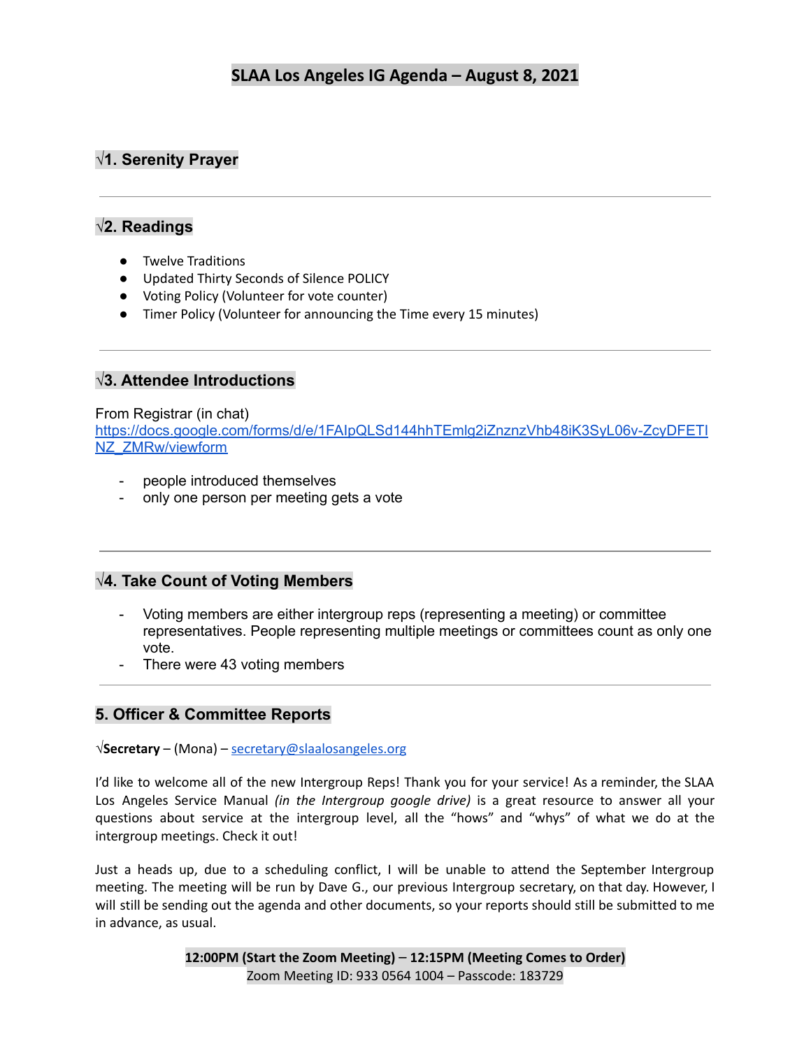# SLAA Los Angeles IG Agenda – August 8, 2021

## √1. Serenity Prayer

---

## √2. Readings

- Twelve Traditions
- Updated Thirty Seconds of Silence POLICY
- Voting Policy (Volunteer for vote counter)
- Timer Policy (Volunteer for announcing the Time every 15 minutes)

---

## √3. Attendee Introductions

From Registrar (in chat)
https://docs.google.com/forms/d/e/1FAIpQLSd144hhTEmlg2iZnznzVhb48iK3SyL06v-ZcyDFETINZ_ZMRw/viewform

- people introduced themselves
- only one person per meeting gets a vote

---

## √4. Take Count of Voting Members

- Voting members are either intergroup reps (representing a meeting) or committee representatives. People representing multiple meetings or committees count as only one vote.
- There were 43 voting members

---

## 5. Officer & Committee Reports

√**Secretary** – (Mona) – secretary@slaalosangeles.org

I'd like to welcome all of the new Intergroup Reps! Thank you for your service! As a reminder, the SLAA Los Angeles Service Manual *(in the Intergroup google drive)* is a great resource to answer all your questions about service at the intergroup level, all the "hows" and "whys" of what we do at the intergroup meetings. Check it out!

Just a heads up, due to a scheduling conflict, I will be unable to attend the September Intergroup meeting. The meeting will be run by Dave G., our previous Intergroup secretary, on that day. However, I will still be sending out the agenda and other documents, so your reports should still be submitted to me in advance, as usual.

**12:00PM (Start the Zoom Meeting) – 12:15PM (Meeting Comes to Order)**
Zoom Meeting ID: 933 0564 1004 – Passcode: 183729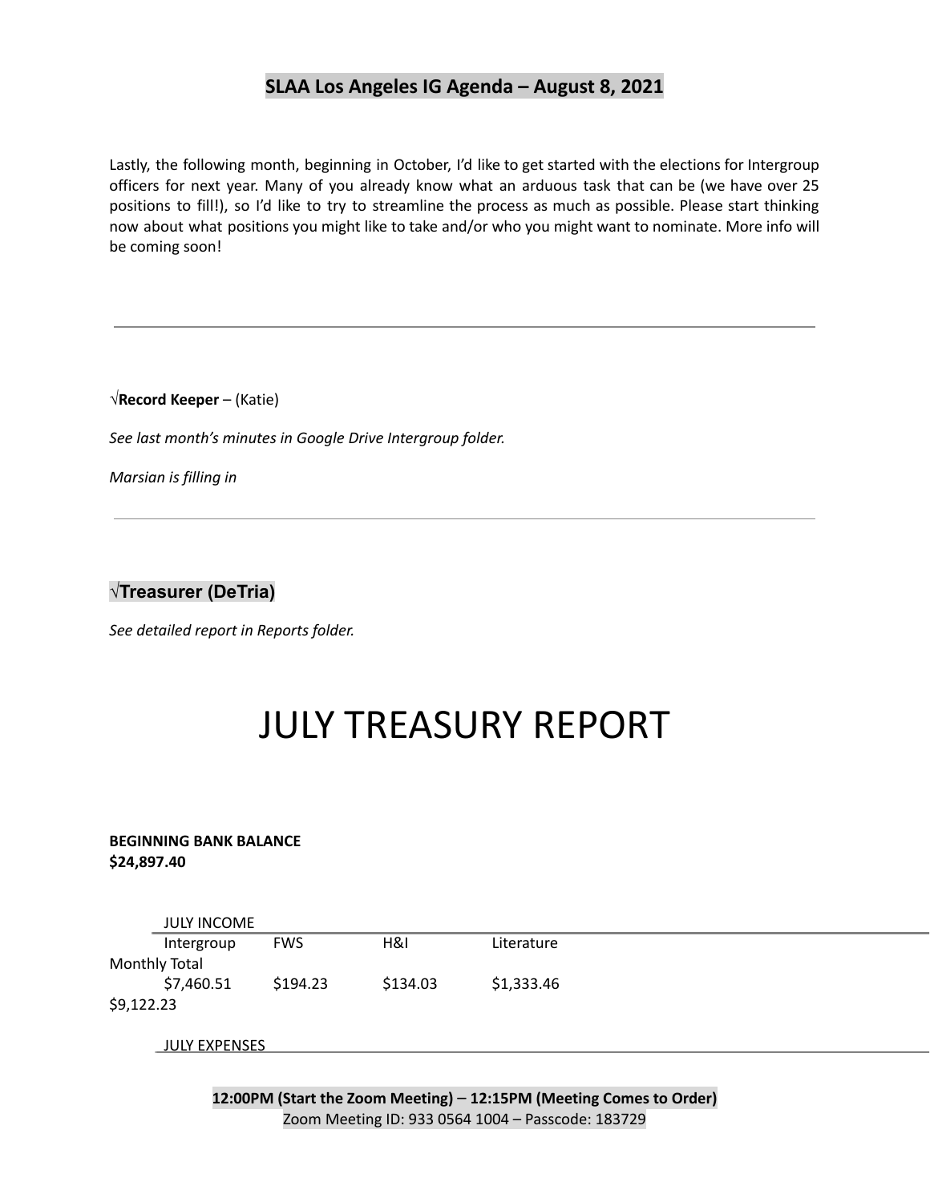Lastly, the following month, beginning in October, I'd like to get started with the elections for Intergroup officers for next year. Many of you already know what an arduous task that can be (we have over 25 positions to fill!), so I'd like to try to streamline the process as much as possible. Please start thinking now about what positions you might like to take and/or who you might want to nominate. More info will be coming soon!

---

√**Record Keeper** – (Katie)

*See last month's minutes in Google Drive Intergroup folder.*

*Marsian is filling in*

---

### √Treasurer (DeTria)

*See detailed report in Reports folder.*

# JULY TREASURY REPORT

**BEGINNING BANK BALANCE**
**$24,897.40**

JULY INCOME

| Intergroup | FWS | H&I | Literature | Monthly Total |
|---|---|---|---|---|
| $7,460.51 | $194.23 | $134.03 | $1,333.46 | $9,122.23 |

JULY EXPENSES

**12:00PM (Start the Zoom Meeting)** – **12:15PM (Meeting Comes to Order)**
Zoom Meeting ID: 933 0564 1004 – Passcode: 183729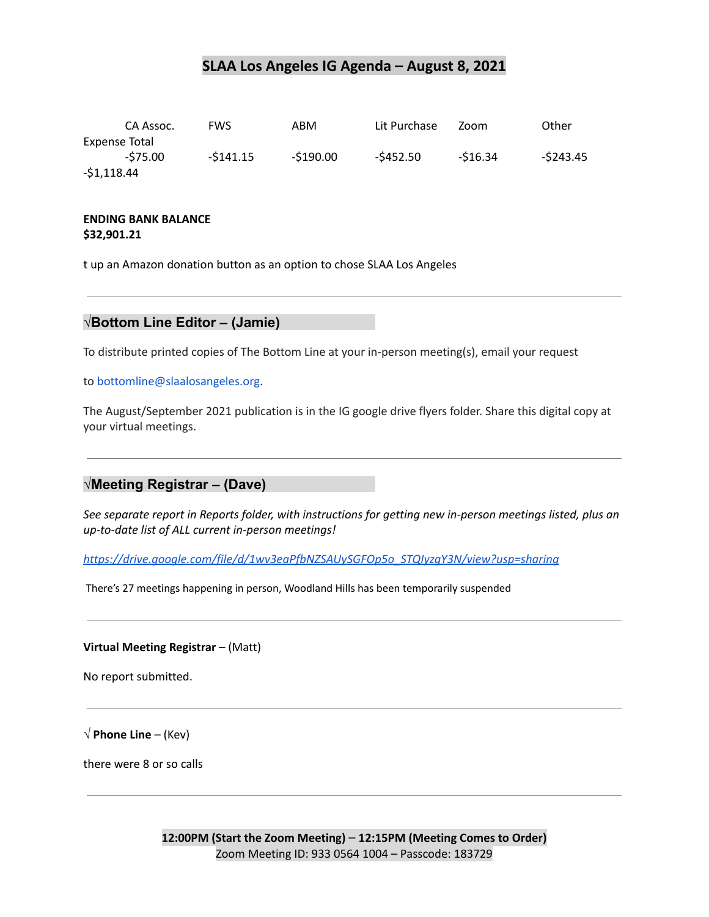# SLAA Los Angeles IG Agenda – August 8, 2021

| CA Assoc. | FWS | ABM | Lit Purchase | Zoom | Other | Expense Total |
|---|---|---|---|---|---|---|
| -$75.00 | -$141.15 | -$190.00 | -$452.50 | -$16.34 | -$243.45 | -$1,118.44 |

**ENDING BANK BALANCE**
**$32,901.21**

t up an Amazon donation button as an option to chose SLAA Los Angeles

---

## √Bottom Line Editor – (Jamie)

To distribute printed copies of The Bottom Line at your in-person meeting(s), email your request

to bottomline@slaalosangeles.org.

The August/September 2021 publication is in the IG google drive flyers folder. Share this digital copy at your virtual meetings.

---

## √Meeting Registrar – (Dave)

*See separate report in Reports folder, with instructions for getting new in-person meetings listed, plus an up-to-date list of ALL current in-person meetings!*

*https://drive.google.com/file/d/1wv3eaPfbNZSAUySGFOp5o_STQIyzgY3N/view?usp=sharing*

There's 27 meetings happening in person, Woodland Hills has been temporarily suspended

---

**Virtual Meeting Registrar** – (Matt)

No report submitted.

---

√ **Phone Line** – (Kev)

there were 8 or so calls

---

**12:00PM (Start the Zoom Meeting)** – **12:15PM (Meeting Comes to Order)**
Zoom Meeting ID: 933 0564 1004 – Passcode: 183729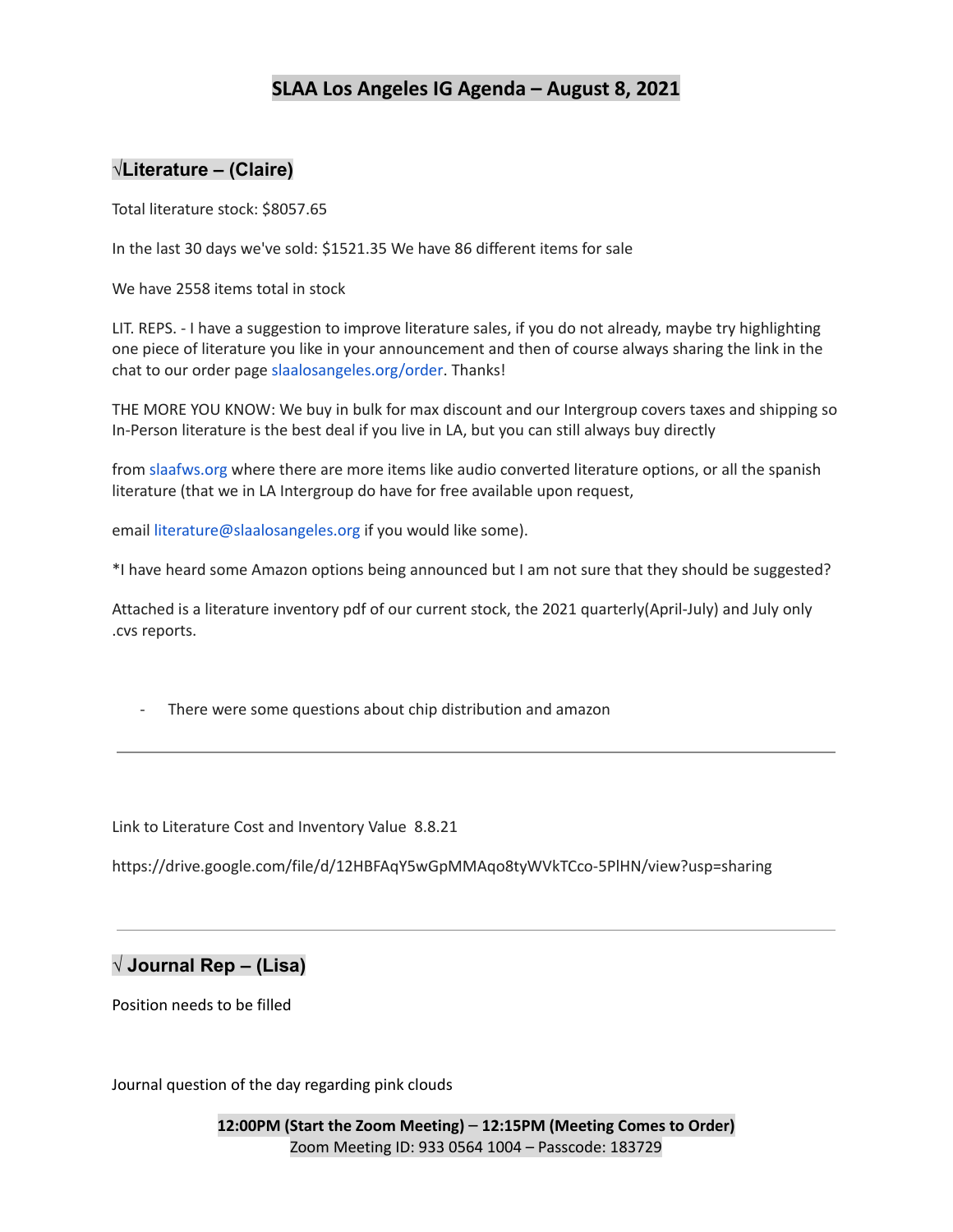# SLAA Los Angeles IG Agenda – August 8, 2021

## √Literature – (Claire)

Total literature stock: $8057.65

In the last 30 days we've sold: $1521.35 We have 86 different items for sale

We have 2558 items total in stock

LIT. REPS. - I have a suggestion to improve literature sales, if you do not already, maybe try highlighting one piece of literature you like in your announcement and then of course always sharing the link in the chat to our order page slaalosangeles.org/order. Thanks!

THE MORE YOU KNOW: We buy in bulk for max discount and our Intergroup covers taxes and shipping so In-Person literature is the best deal if you live in LA, but you can still always buy directly

from slaafws.org where there are more items like audio converted literature options, or all the spanish literature (that we in LA Intergroup do have for free available upon request,

email literature@slaalosangeles.org if you would like some).

*I have heard some Amazon options being announced but I am not sure that they should be suggested?

Attached is a literature inventory pdf of our current stock, the 2021 quarterly(April-July) and July only .cvs reports.

- There were some questions about chip distribution and amazon

---

Link to Literature Cost and Inventory Value 8.8.21

https://drive.google.com/file/d/12HBFAqY5wGpMMAqo8tyWVkTCco-5PlHN/view?usp=sharing

---

## √ Journal Rep – (Lisa)

Position needs to be filled

Journal question of the day regarding pink clouds

**12:00PM (Start the Zoom Meeting) – 12:15PM (Meeting Comes to Order)**
Zoom Meeting ID: 933 0564 1004 – Passcode: 183729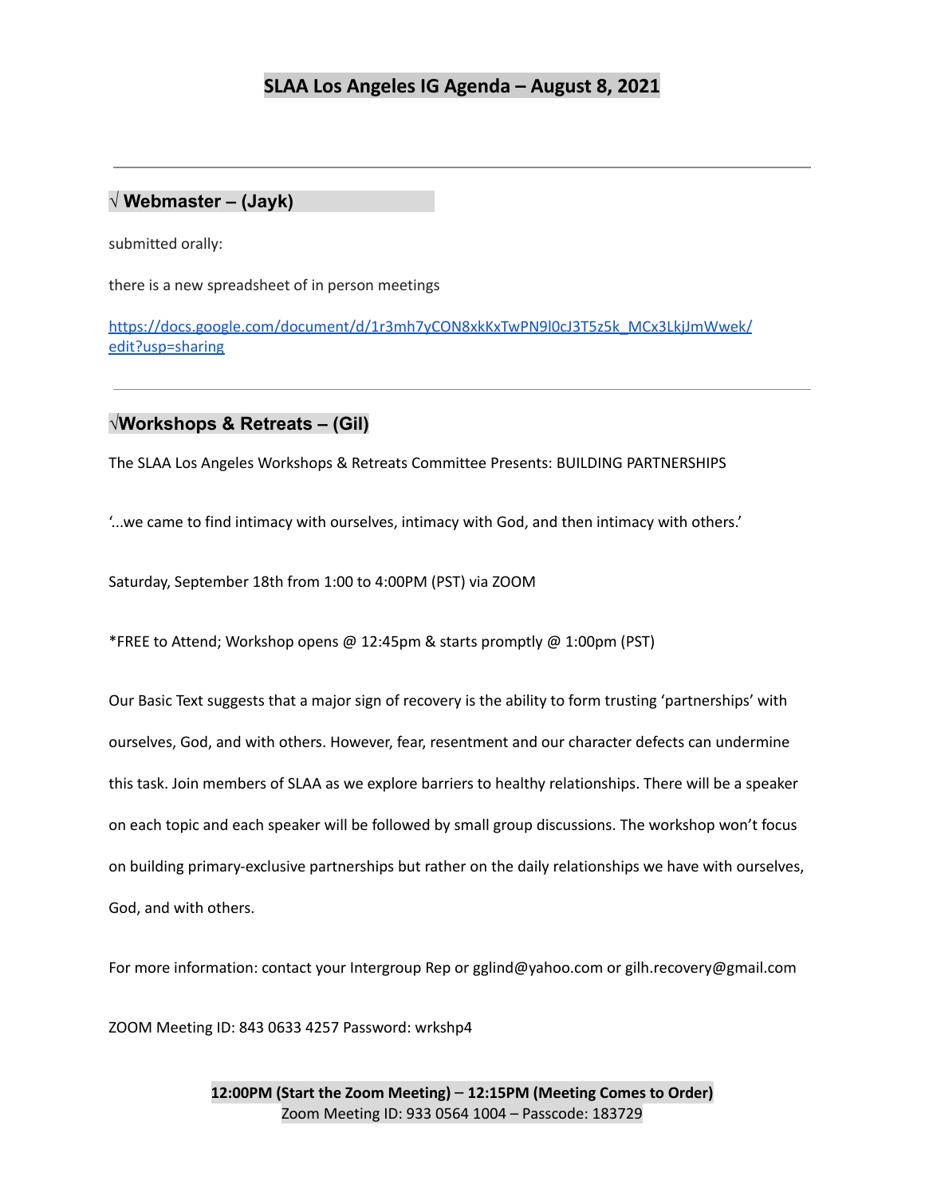# SLAA Los Angeles IG Agenda – August 8, 2021

---

## √ Webmaster – (Jayk)

submitted orally:

there is a new spreadsheet of in person meetings

https://docs.google.com/document/d/1r3mh7yCON8xkKxTwPN9l0cJ3T5z5k_MCx3LkjJmWwek/edit?usp=sharing

---

## √Workshops & Retreats – (Gil)

The SLAA Los Angeles Workshops & Retreats Committee Presents: BUILDING PARTNERSHIPS

'...we came to find intimacy with ourselves, intimacy with God, and then intimacy with others.'

Saturday, September 18th from 1:00 to 4:00PM (PST) via ZOOM

*FREE to Attend; Workshop opens @ 12:45pm & starts promptly @ 1:00pm (PST)

Our Basic Text suggests that a major sign of recovery is the ability to form trusting 'partnerships' with ourselves, God, and with others. However, fear, resentment and our character defects can undermine this task. Join members of SLAA as we explore barriers to healthy relationships. There will be a speaker on each topic and each speaker will be followed by small group discussions. The workshop won't focus on building primary-exclusive partnerships but rather on the daily relationships we have with ourselves, God, and with others.

For more information: contact your Intergroup Rep or gglind@yahoo.com or gilh.recovery@gmail.com

ZOOM Meeting ID: 843 0633 4257 Password: wrkshp4

**12:00PM (Start the Zoom Meeting) – 12:15PM (Meeting Comes to Order)**
Zoom Meeting ID: 933 0564 1004 – Passcode: 183729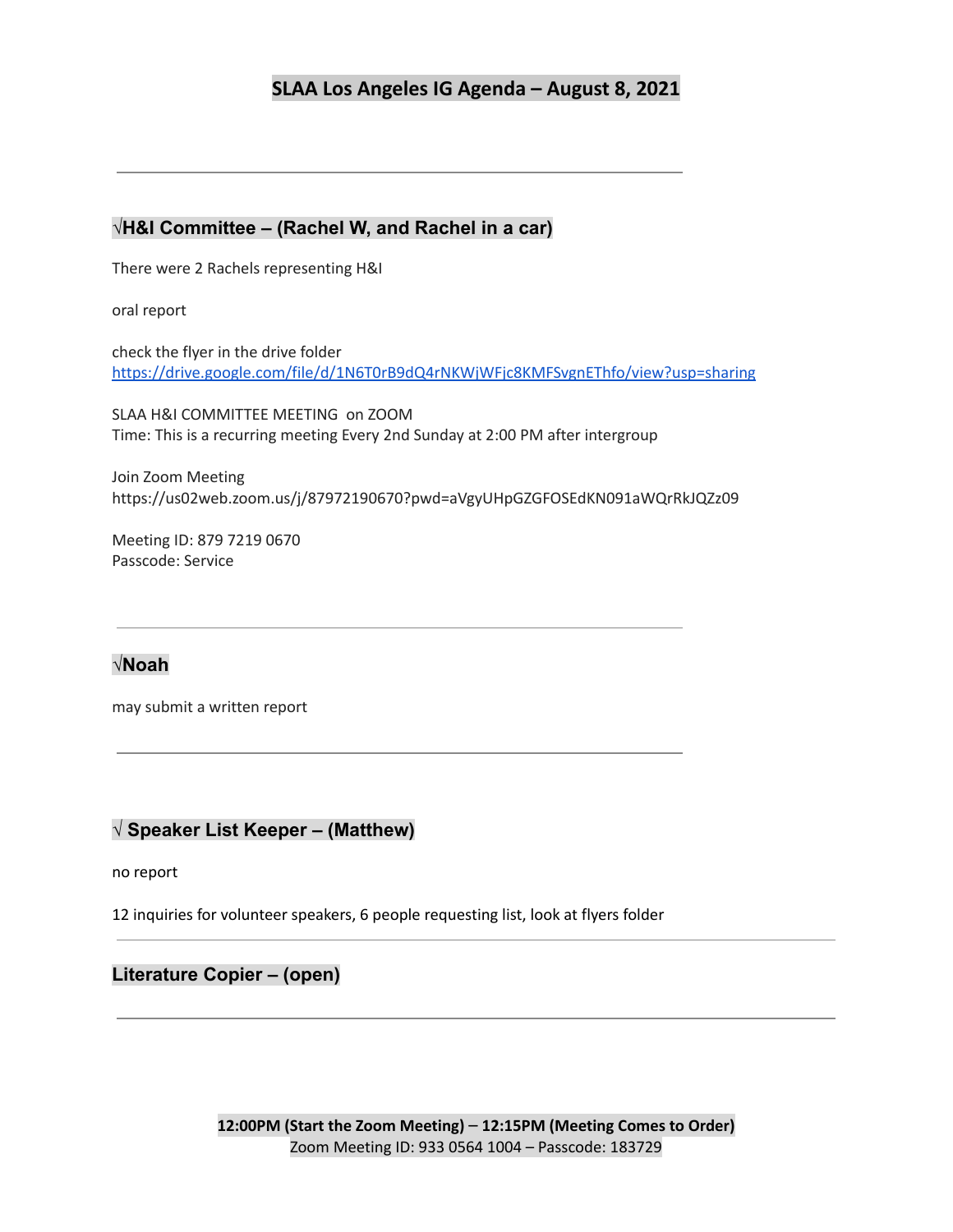# SLAA Los Angeles IG Agenda – August 8, 2021

---

## √H&I Committee – (Rachel W, and Rachel in a car)

There were 2 Rachels representing H&I

oral report

check the flyer in the drive folder
https://drive.google.com/file/d/1N6T0rB9dQ4rNKWjWFjc8KMFSvgnEThfo/view?usp=sharing

SLAA H&I COMMITTEE MEETING on ZOOM
Time: This is a recurring meeting Every 2nd Sunday at 2:00 PM after intergroup

Join Zoom Meeting
https://us02web.zoom.us/j/87972190670?pwd=aVgyUHpGZGFOSEdKN091aWQrRkJQZz09

Meeting ID: 879 7219 0670
Passcode: Service

---

## √Noah

may submit a written report

---

## √ Speaker List Keeper – (Matthew)

no report

12 inquiries for volunteer speakers, 6 people requesting list, look at flyers folder

---

## Literature Copier – (open)

---

**12:00PM (Start the Zoom Meeting) – 12:15PM (Meeting Comes to Order)**
Zoom Meeting ID: 933 0564 1004 – Passcode: 183729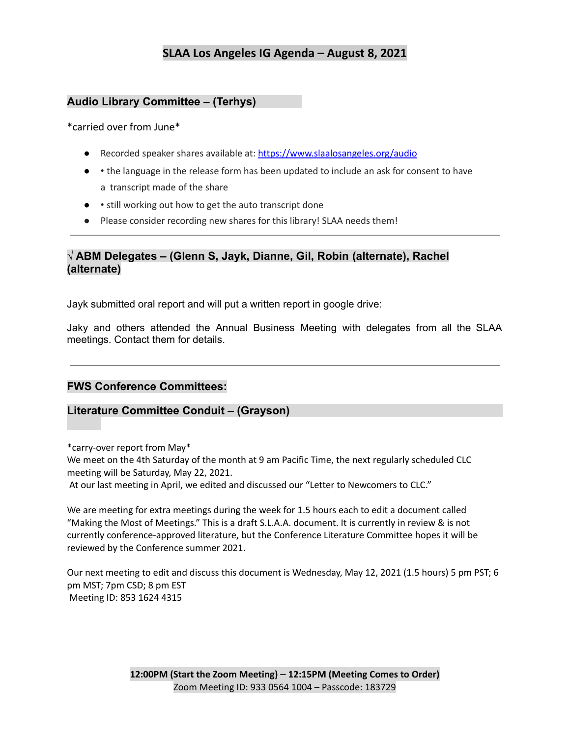## SLAA Los Angeles IG Agenda – August 8, 2021

### Audio Library Committee – (Terhys)

*carried over from June*

- Recorded speaker shares available at: [https://www.slaalosangeles.org/audio](https://www.slaalosangeles.org/audio)
- • the language in the release form has been updated to include an ask for consent to have a transcript made of the share
- • still working out how to get the auto transcript done
- Please consider recording new shares for this library! SLAA needs them!

---

### √ ABM Delegates – (Glenn S, Jayk, Dianne, Gil, Robin (alternate), Rachel (alternate)

Jayk submitted oral report and will put a written report in google drive:

Jaky and others attended the Annual Business Meeting with delegates from all the SLAA meetings. Contact them for details.

---

### FWS Conference Committees:

### Literature Committee Conduit – (Grayson)

*carry-over report from May*
We meet on the 4th Saturday of the month at 9 am Pacific Time, the next regularly scheduled CLC meeting will be Saturday, May 22, 2021.
At our last meeting in April, we edited and discussed our "Letter to Newcomers to CLC."

We are meeting for extra meetings during the week for 1.5 hours each to edit a document called "Making the Most of Meetings." This is a draft S.L.A.A. document. It is currently in review & is not currently conference-approved literature, but the Conference Literature Committee hopes it will be reviewed by the Conference summer 2021.

Our next meeting to edit and discuss this document is Wednesday, May 12, 2021 (1.5 hours) 5 pm PST; 6 pm MST; 7pm CSD; 8 pm EST
Meeting ID: 853 1624 4315

**12:00PM (Start the Zoom Meeting) – 12:15PM (Meeting Comes to Order)**
Zoom Meeting ID: 933 0564 1004 – Passcode: 183729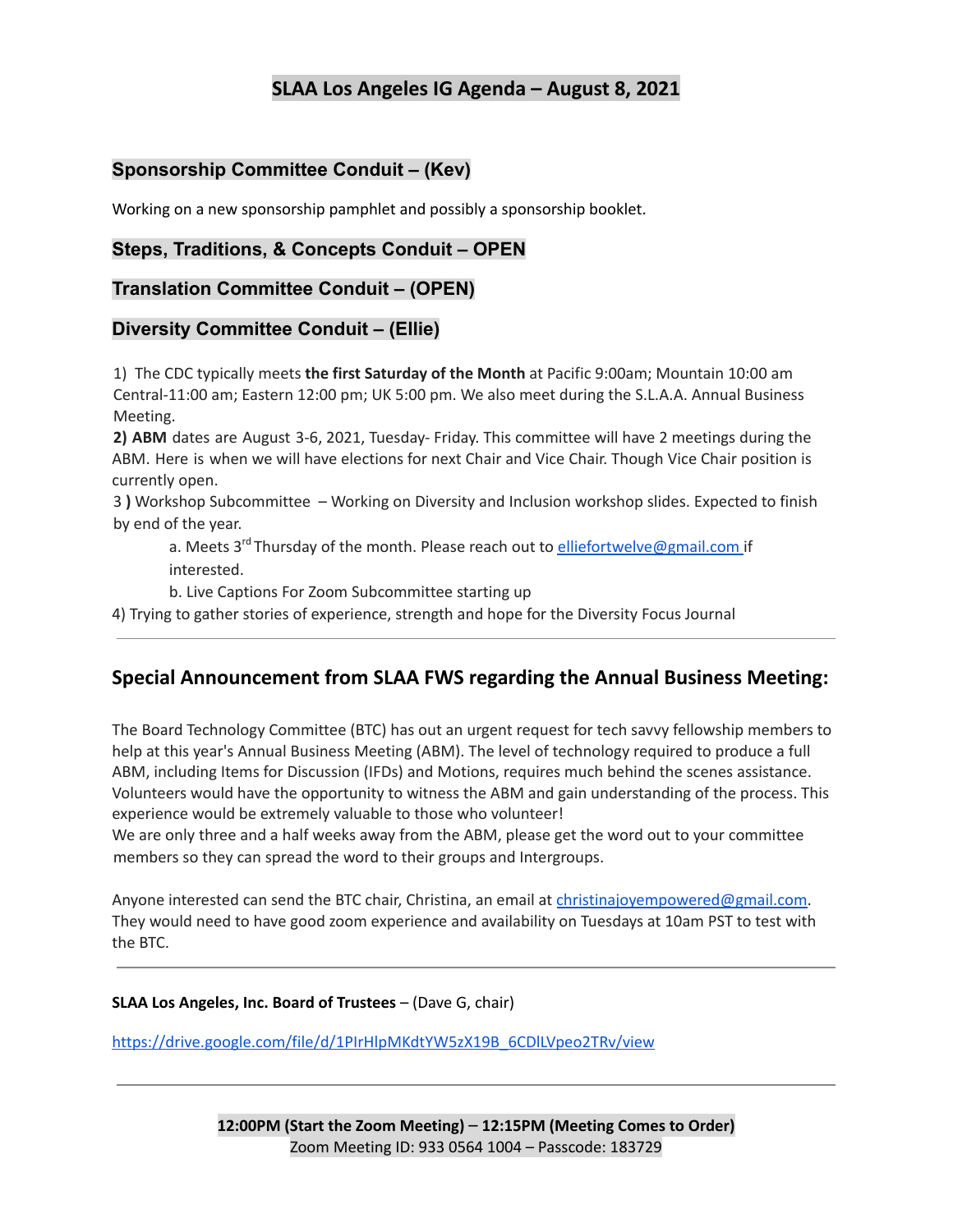# SLAA Los Angeles IG Agenda – August 8, 2021

## Sponsorship Committee Conduit – (Kev)

Working on a new sponsorship pamphlet and possibly a sponsorship booklet.

## Steps, Traditions, & Concepts Conduit – OPEN

## Translation Committee Conduit – (OPEN)

## Diversity Committee Conduit – (Ellie)

1) The CDC typically meets **the first Saturday of the Month** at Pacific 9:00am; Mountain 10:00 am Central-11:00 am; Eastern 12:00 pm; UK 5:00 pm. We also meet during the S.L.A.A. Annual Business Meeting.

**2) ABM** dates are August 3-6, 2021, Tuesday- Friday. This committee will have 2 meetings during the ABM. Here is when we will have elections for next Chair and Vice Chair. Though Vice Chair position is currently open.

3 **)** Workshop Subcommittee – Working on Diversity and Inclusion workshop slides. Expected to finish by end of the year.

   a. Meets 3rd Thursday of the month. Please reach out to elliefortwelve@gmail.com if interested.

   b. Live Captions For Zoom Subcommittee starting up

4) Trying to gather stories of experience, strength and hope for the Diversity Focus Journal

---

## Special Announcement from SLAA FWS regarding the Annual Business Meeting:

The Board Technology Committee (BTC) has out an urgent request for tech savvy fellowship members to help at this year's Annual Business Meeting (ABM). The level of technology required to produce a full ABM, including Items for Discussion (IFDs) and Motions, requires much behind the scenes assistance. Volunteers would have the opportunity to witness the ABM and gain understanding of the process. This experience would be extremely valuable to those who volunteer!
We are only three and a half weeks away from the ABM, please get the word out to your committee members so they can spread the word to their groups and Intergroups.

Anyone interested can send the BTC chair, Christina, an email at christinajoyempowered@gmail.com. They would need to have good zoom experience and availability on Tuesdays at 10am PST to test with the BTC.

---

**SLAA Los Angeles, Inc. Board of Trustees** – (Dave G, chair)

https://drive.google.com/file/d/1PIrHlpMKdtYW5zX19B_6CDlLVpeo2TRv/view

---

**12:00PM (Start the Zoom Meeting)** – **12:15PM (Meeting Comes to Order)**
Zoom Meeting ID: 933 0564 1004 – Passcode: 183729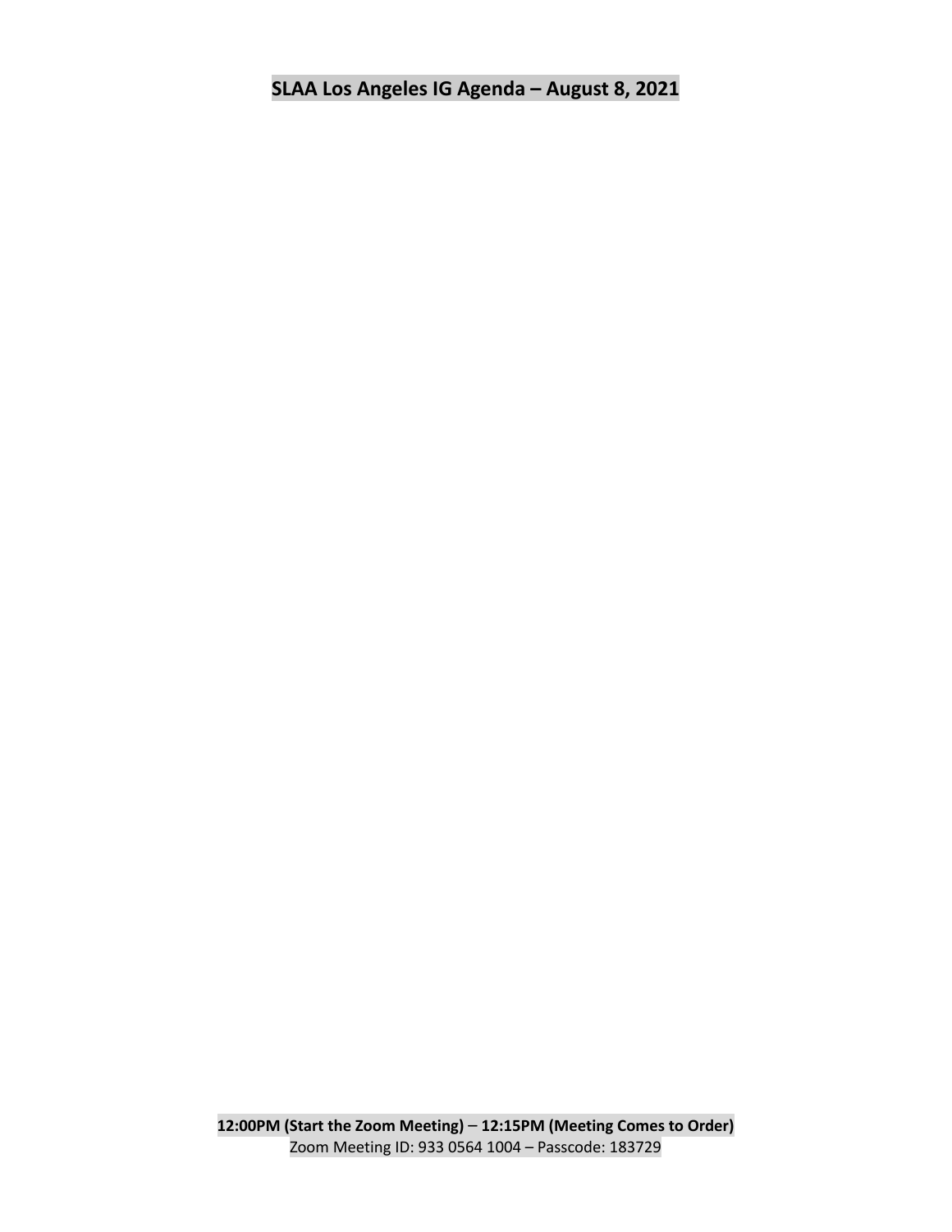# SLAA Los Angeles IG Agenda – August 8, 2021

**12:00PM (Start the Zoom Meeting)** – **12:15PM (Meeting Comes to Order)**
Zoom Meeting ID: 933 0564 1004 – Passcode: 183729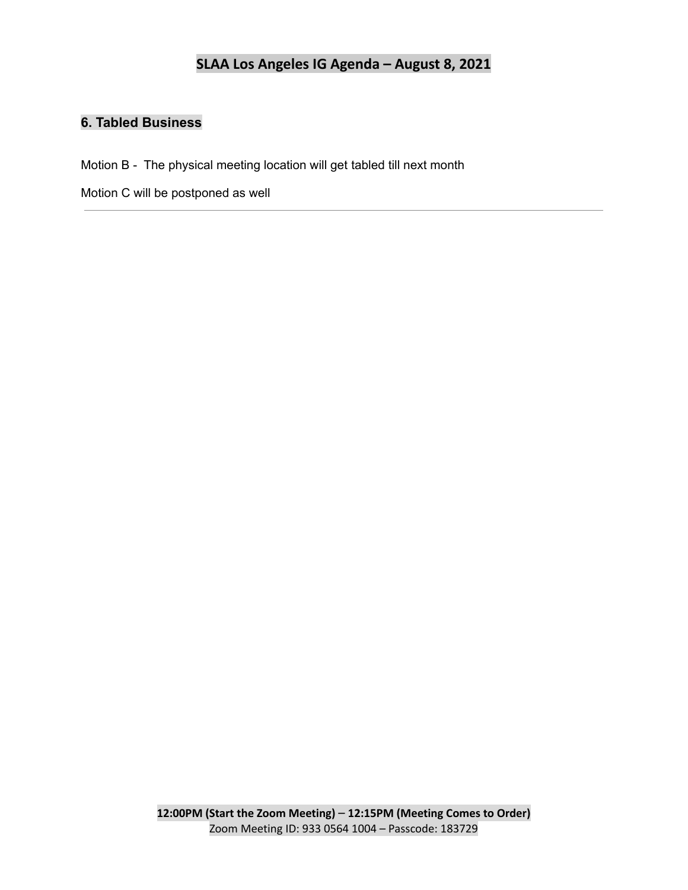## 6. Tabled Business

Motion B - The physical meeting location will get tabled till next month

Motion C will be postponed as well

---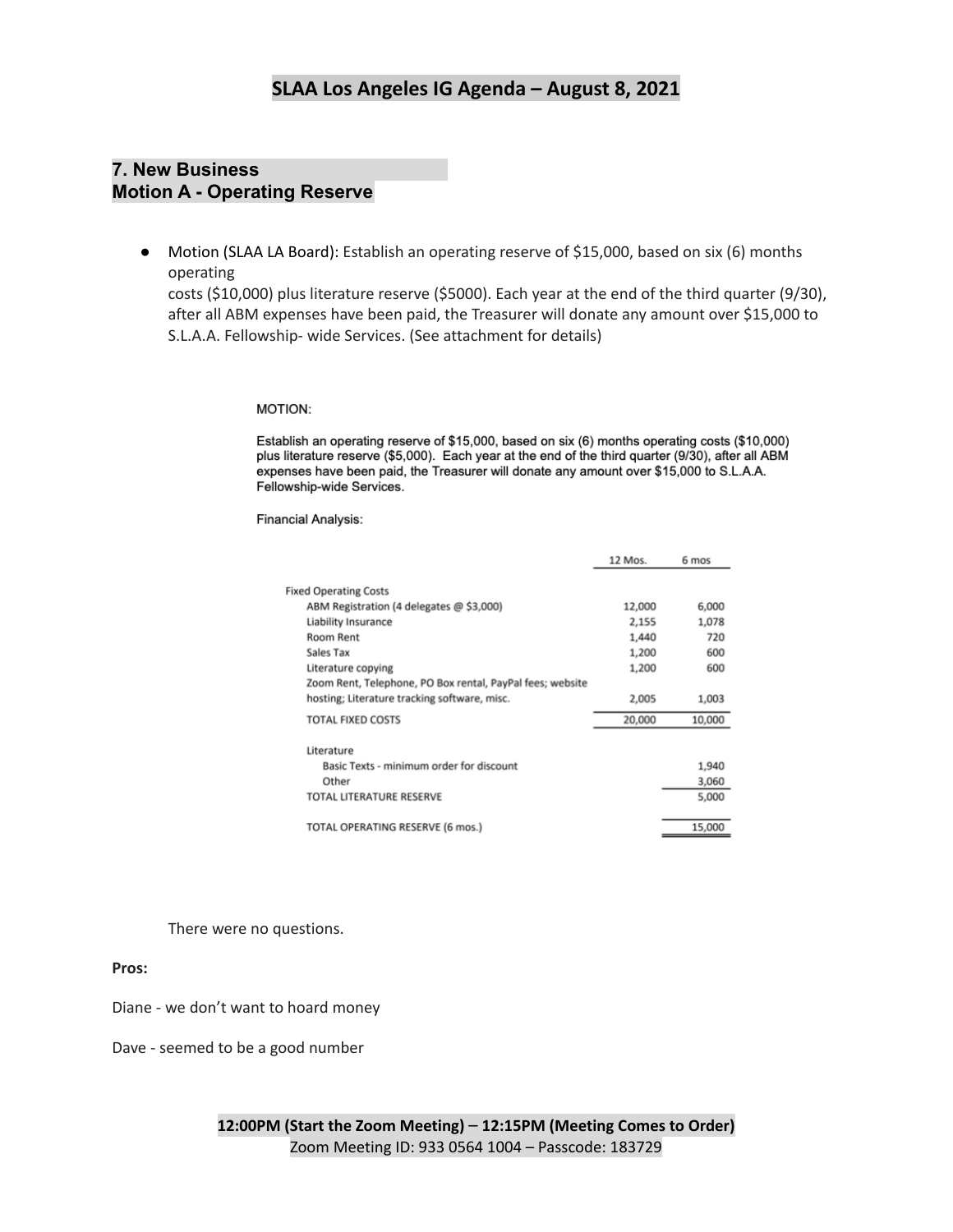# SLAA Los Angeles IG Agenda – August 8, 2021

## 7. New Business
## Motion A - Operating Reserve

- Motion (SLAA LA Board): Establish an operating reserve of $15,000, based on six (6) months operating costs ($10,000) plus literature reserve ($5000). Each year at the end of the third quarter (9/30), after all ABM expenses have been paid, the Treasurer will donate any amount over $15,000 to S.L.A.A. Fellowship- wide Services. (See attachment for details)

MOTION:

Establish an operating reserve of $15,000, based on six (6) months operating costs ($10,000) plus literature reserve ($5,000). Each year at the end of the third quarter (9/30), after all ABM expenses have been paid, the Treasurer will donate any amount over $15,000 to S.L.A.A. Fellowship-wide Services.

Financial Analysis:

| | 12 Mos. | 6 mos |
|---|---|---|
| Fixed Operating Costs | | |
| ABM Registration (4 delegates @ $3,000) | 12,000 | 6,000 |
| Liability Insurance | 2,155 | 1,078 |
| Room Rent | 1,440 | 720 |
| Sales Tax | 1,200 | 600 |
| Literature copying | 1,200 | 600 |
| Zoom Rent, Telephone, PO Box rental, PayPal fees; website hosting; Literature tracking software, misc. | 2,005 | 1,003 |
| TOTAL FIXED COSTS | 20,000 | 10,000 |
| Literature | | |
| Basic Texts - minimum order for discount | | 1,940 |
| Other | | 3,060 |
| TOTAL LITERATURE RESERVE | | 5,000 |
| TOTAL OPERATING RESERVE (6 mos.) | | 15,000 |

There were no questions.

**Pros:**

Diane - we don't want to hoard money

Dave - seemed to be a good number

**12:00PM (Start the Zoom Meeting) – 12:15PM (Meeting Comes to Order)**
Zoom Meeting ID: 933 0564 1004 – Passcode: 183729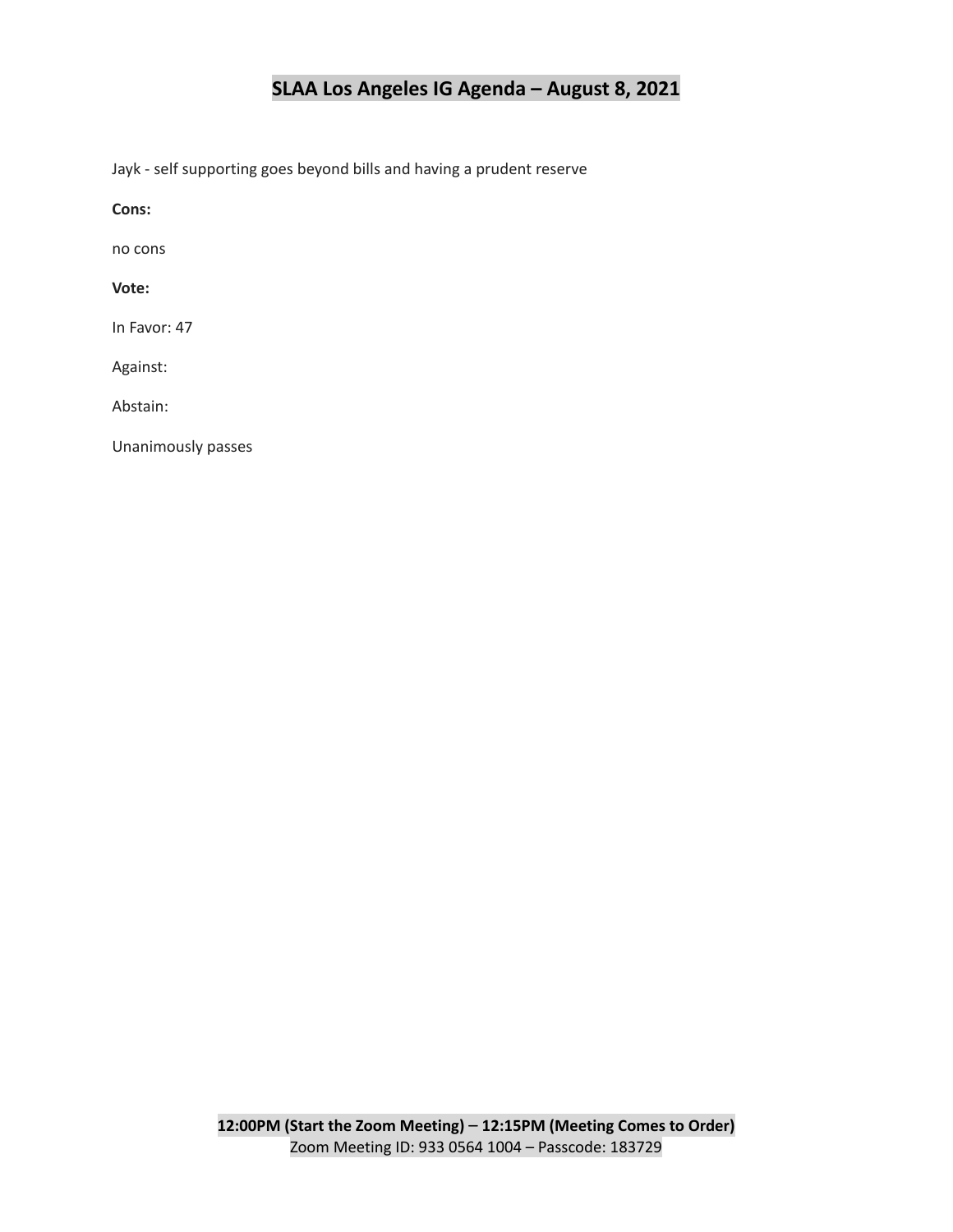Jayk - self supporting goes beyond bills and having a prudent reserve

**Cons:**

no cons

**Vote:**

In Favor: 47

Against:

Abstain:

Unanimously passes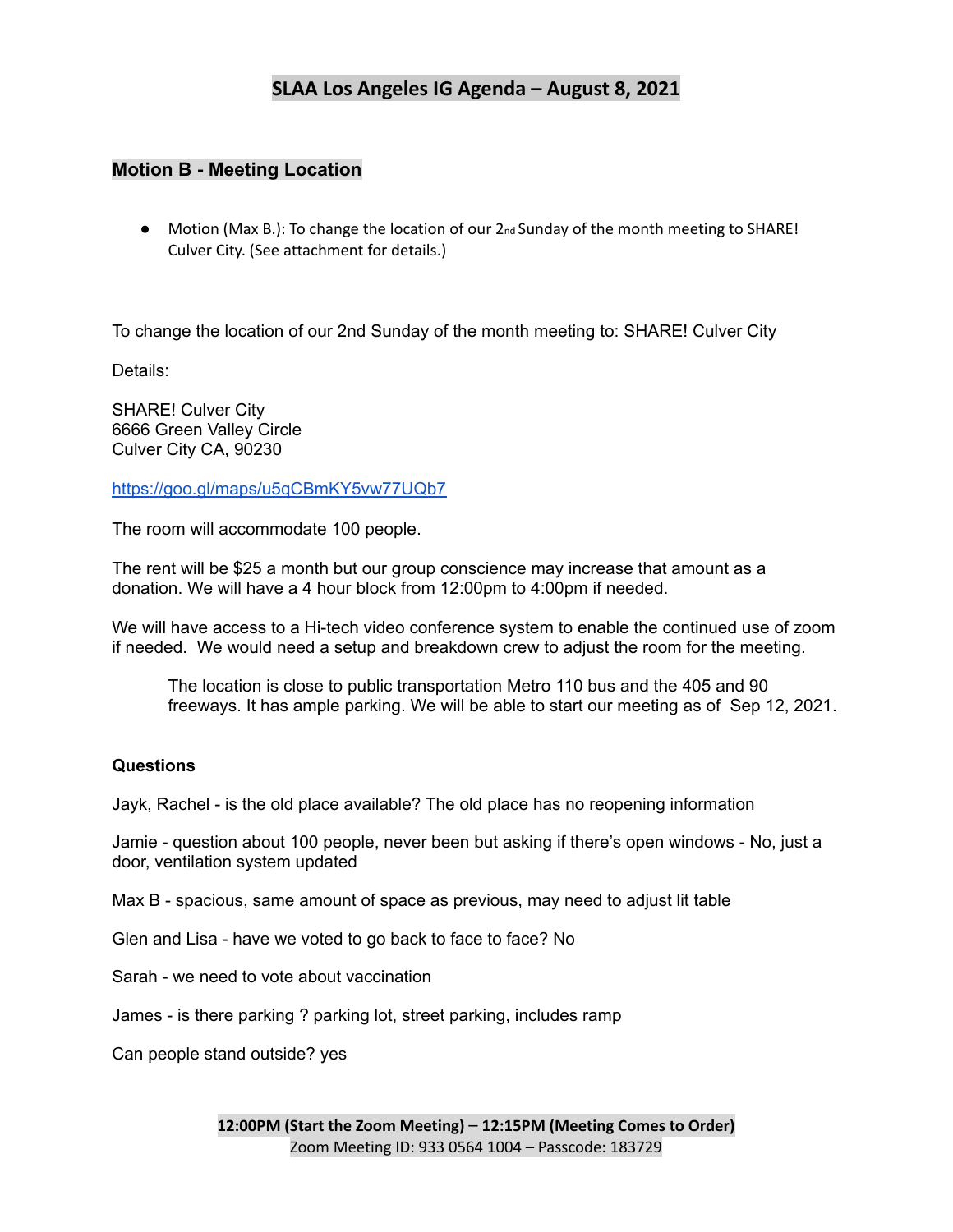# SLAA Los Angeles IG Agenda – August 8, 2021

## Motion B - Meeting Location

- Motion (Max B.): To change the location of our 2nd Sunday of the month meeting to SHARE! Culver City. (See attachment for details.)

To change the location of our 2nd Sunday of the month meeting to: SHARE! Culver City

Details:

SHARE! Culver City
6666 Green Valley Circle
Culver City CA, 90230

https://goo.gl/maps/u5qCBmKY5vw77UQb7

The room will accommodate 100 people.

The rent will be $25 a month but our group conscience may increase that amount as a donation. We will have a 4 hour block from 12:00pm to 4:00pm if needed.

We will have access to a Hi-tech video conference system to enable the continued use of zoom if needed. We would need a setup and breakdown crew to adjust the room for the meeting.

> The location is close to public transportation Metro 110 bus and the 405 and 90 freeways. It has ample parking. We will be able to start our meeting as of Sep 12, 2021.

**Questions**

Jayk, Rachel - is the old place available? The old place has no reopening information

Jamie - question about 100 people, never been but asking if there's open windows - No, just a door, ventilation system updated

Max B - spacious, same amount of space as previous, may need to adjust lit table

Glen and Lisa - have we voted to go back to face to face? No

Sarah - we need to vote about vaccination

James - is there parking ? parking lot, street parking, includes ramp

Can people stand outside? yes

**12:00PM (Start the Zoom Meeting) – 12:15PM (Meeting Comes to Order)**
Zoom Meeting ID: 933 0564 1004 – Passcode: 183729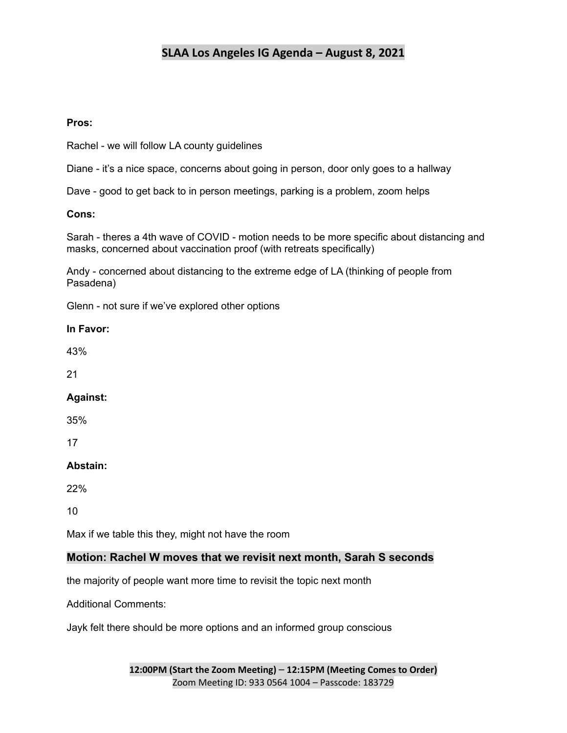# SLAA Los Angeles IG Agenda – August 8, 2021

**Pros:**

Rachel - we will follow LA county guidelines

Diane - it's a nice space, concerns about going in person, door only goes to a hallway

Dave - good to get back to in person meetings, parking is a problem, zoom helps

**Cons:**

Sarah - theres a 4th wave of COVID - motion needs to be more specific about distancing and masks, concerned about vaccination proof (with retreats specifically)

Andy - concerned about distancing to the extreme edge of LA (thinking of people from Pasadena)

Glenn - not sure if we've explored other options

**In Favor:**

43%

21

**Against:**

35%

17

**Abstain:**

22%

10

Max if we table this they, might not have the room

### Motion: Rachel W moves that we revisit next month, Sarah S seconds

the majority of people want more time to revisit the topic next month

Additional Comments:

Jayk felt there should be more options and an informed group conscious

**12:00PM (Start the Zoom Meeting) – 12:15PM (Meeting Comes to Order)**
Zoom Meeting ID: 933 0564 1004 – Passcode: 183729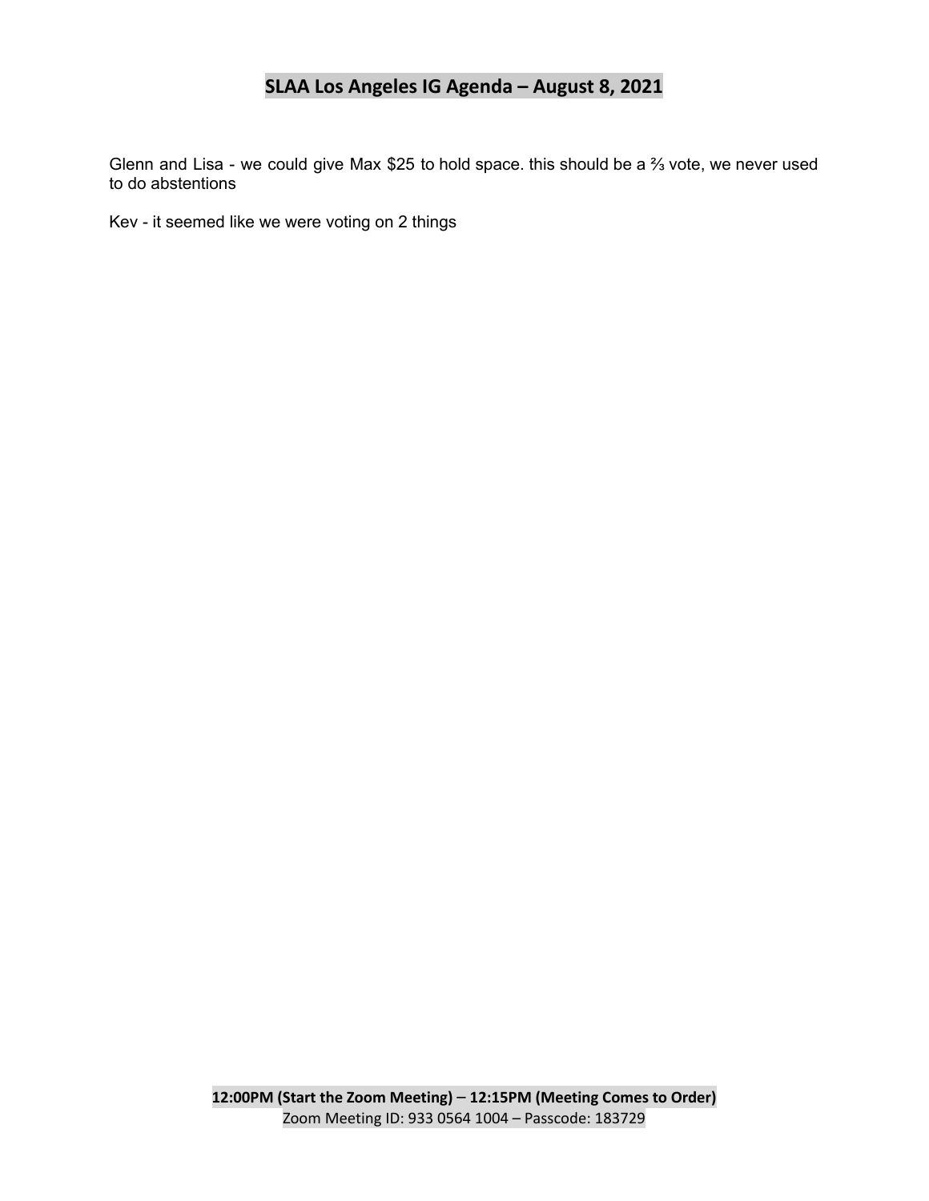Glenn and Lisa - we could give Max $25 to hold space. this should be a ⅔ vote, we never used to do abstentions

Kev - it seemed like we were voting on 2 things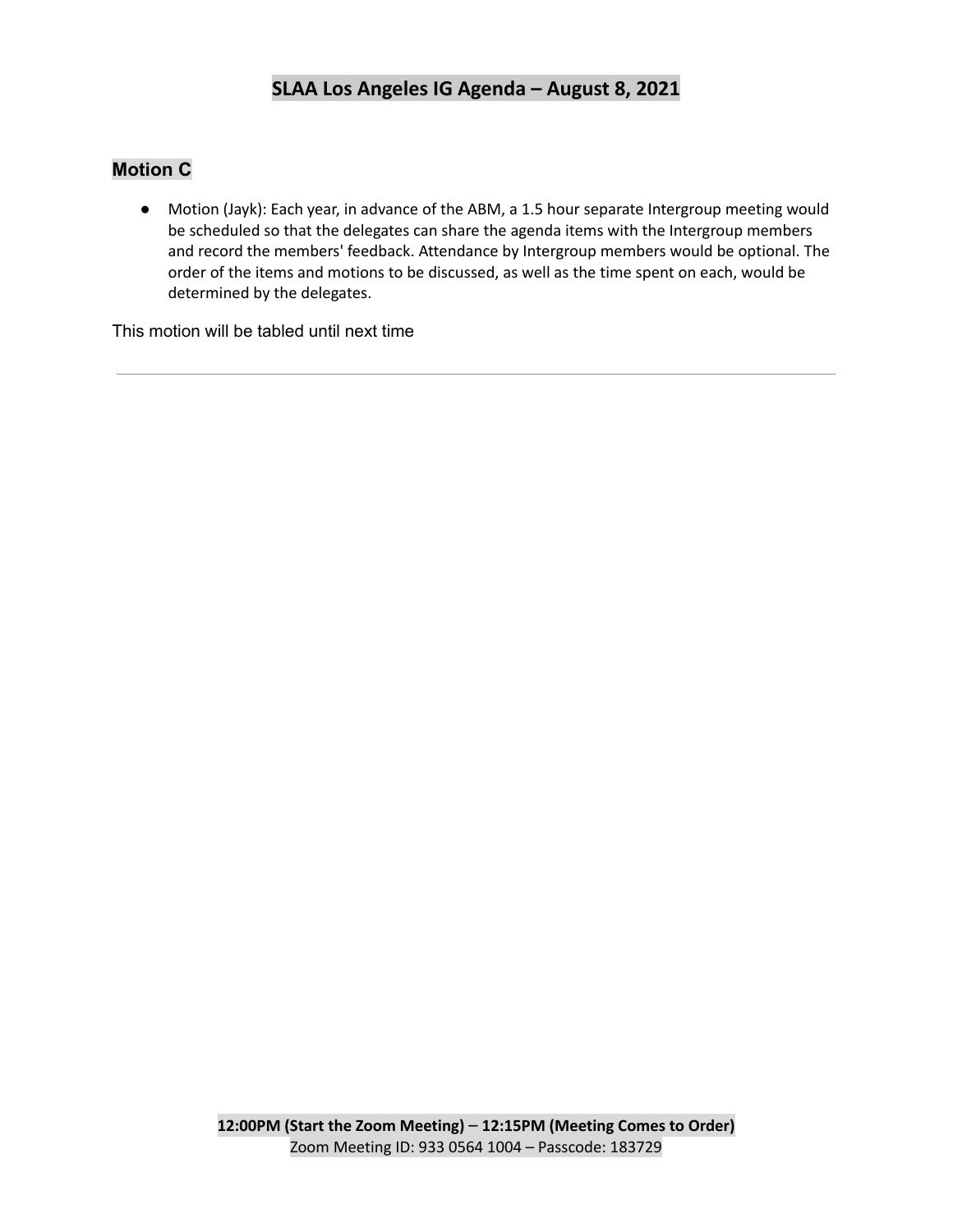## Motion C

- Motion (Jayk): Each year, in advance of the ABM, a 1.5 hour separate Intergroup meeting would be scheduled so that the delegates can share the agenda items with the Intergroup members and record the members' feedback. Attendance by Intergroup members would be optional. The order of the items and motions to be discussed, as well as the time spent on each, would be determined by the delegates.

This motion will be tabled until next time

---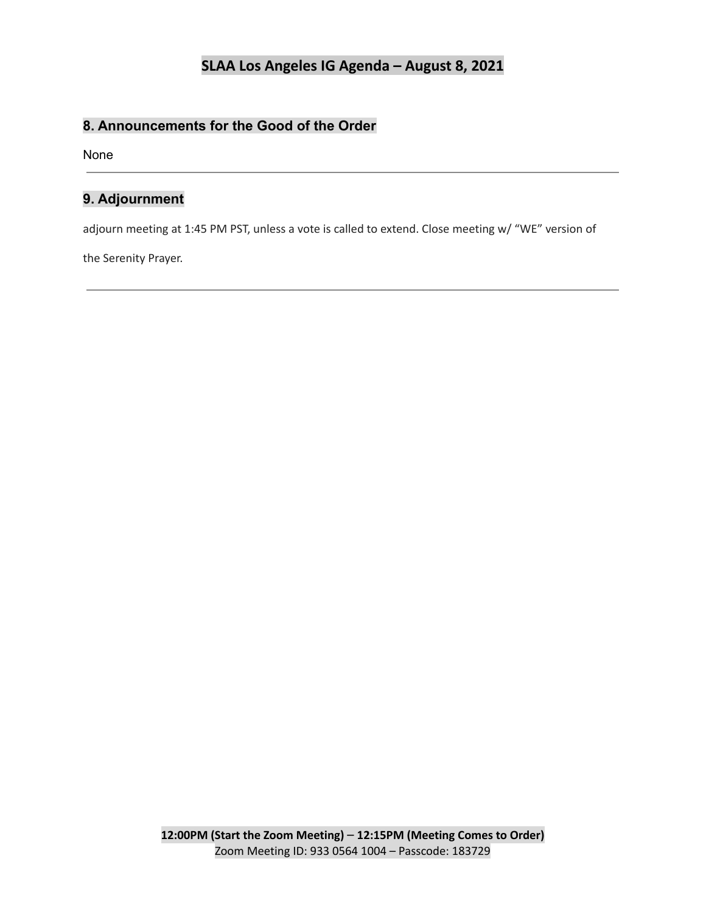## 8. Announcements for the Good of the Order

None

---

## 9. Adjournment

adjourn meeting at 1:45 PM PST, unless a vote is called to extend. Close meeting w/ “WE” version of the Serenity Prayer.

---